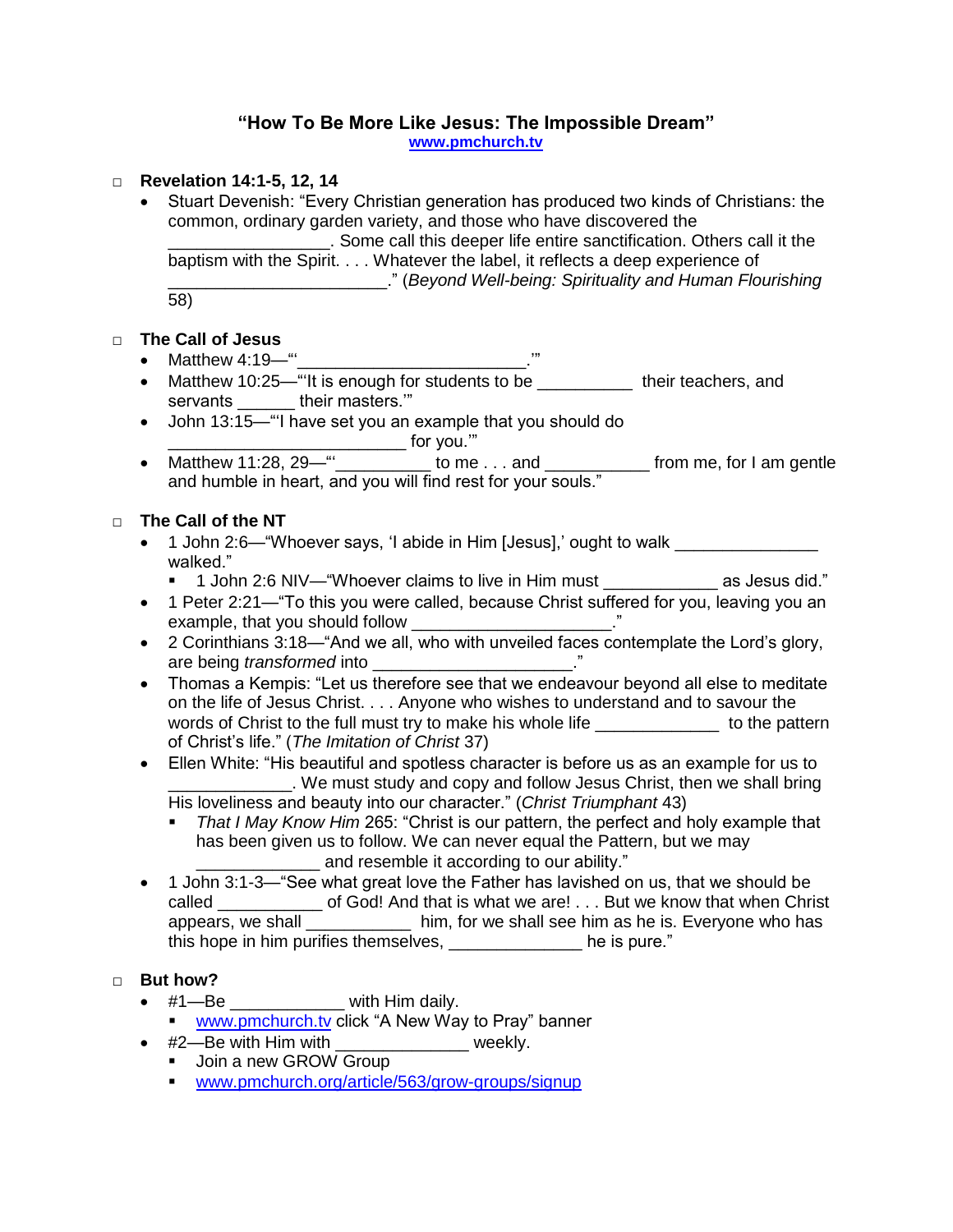# "How To Be More Like Jesus: The Impossible Dream"

[www.pmchurch.tv](http://www.pmchurch.tv)

- **Revelation 14:1-5, 12, 14**
  - Stuart Devenish: "Every Christian generation has produced two kinds of Christians: the common, ordinary garden variety, and those who have discovered the _________________. Some call this deeper life entire sanctification. Others call it the baptism with the Spirit. . . . Whatever the label, it reflects a deep experience of _______________________." (*Beyond Well-being: Spirituality and Human Flourishing* 58)

- **The Call of Jesus**
  - Matthew 4:19—"'_______________________.'"
  - Matthew 10:25—"'It is enough for students to be __________ their teachers, and servants ______ their masters.'"
  - John 13:15—"'I have set you an example that you should do _________________________ for you.'"
  - Matthew 11:28, 29—"'__________ to me . . . and ___________ from me, for I am gentle and humble in heart, and you will find rest for your souls."

- **The Call of the NT**
  - 1 John 2:6—"Whoever says, 'I abide in Him [Jesus],' ought to walk _______________ walked."
    - 1 John 2:6 NIV—"Whoever claims to live in Him must ____________ as Jesus did."
  - 1 Peter 2:21—"To this you were called, because Christ suffered for you, leaving you an example, that you should follow _____________________."
  - 2 Corinthians 3:18—"And we all, who with unveiled faces contemplate the Lord's glory, are being *transformed* into _____________________."
  - Thomas a Kempis: "Let us therefore see that we endeavour beyond all else to meditate on the life of Jesus Christ. . . . Anyone who wishes to understand and to savour the words of Christ to the full must try to make his whole life _____________ to the pattern of Christ's life." (*The Imitation of Christ* 37)
  - Ellen White: "His beautiful and spotless character is before us as an example for us to _____________. We must study and copy and follow Jesus Christ, then we shall bring His loveliness and beauty into our character." (*Christ Triumphant* 43)
    - *That I May Know Him* 265: "Christ is our pattern, the perfect and holy example that has been given us to follow. We can never equal the Pattern, but we may _____________ and resemble it according to our ability."
  - 1 John 3:1-3—"See what great love the Father has lavished on us, that we should be called ___________ of God! And that is what we are! . . . But we know that when Christ appears, we shall ___________ him, for we shall see him as he is. Everyone who has this hope in him purifies themselves, ______________ he is pure."

- **But how?**
  - #1—Be ____________ with Him daily.
    - [www.pmchurch.tv](http://www.pmchurch.tv) click "A New Way to Pray" banner
  - #2—Be with Him with ______________ weekly.
    - Join a new GROW Group
    - [www.pmchurch.org/article/563/grow-groups/signup](http://www.pmchurch.org/article/563/grow-groups/signup)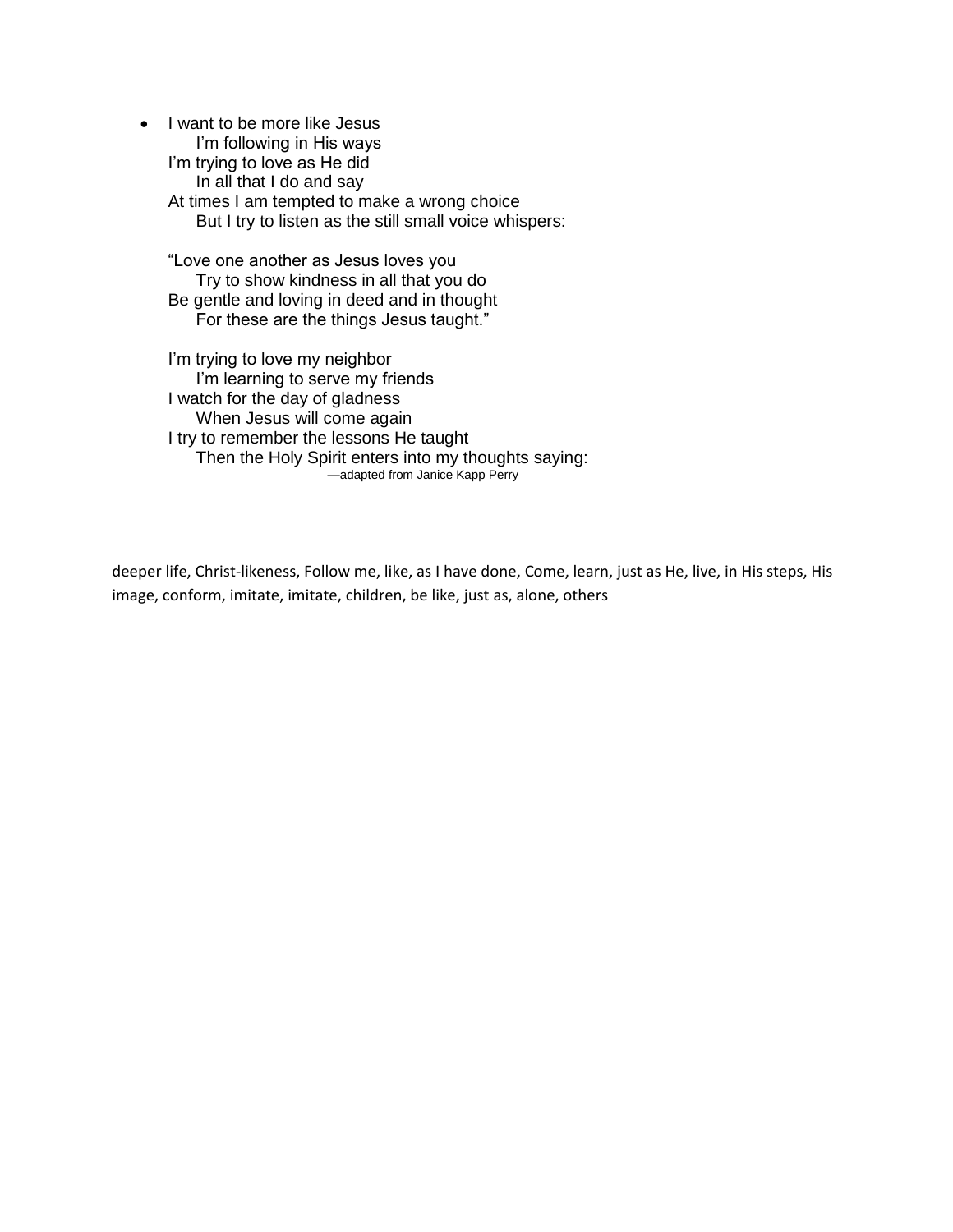- I want to be more like Jesus
  I'm following in His ways
  I'm trying to love as He did
  In all that I do and say
  At times I am tempted to make a wrong choice
  But I try to listen as the still small voice whispers:

  "Love one another as Jesus loves you
  Try to show kindness in all that you do
  Be gentle and loving in deed and in thought
  For these are the things Jesus taught."

  I'm trying to love my neighbor
  I'm learning to serve my friends
  I watch for the day of gladness
  When Jesus will come again
  I try to remember the lessons He taught
  Then the Holy Spirit enters into my thoughts saying:

  —adapted from Janice Kapp Perry

deeper life, Christ-likeness, Follow me, like, as I have done, Come, learn, just as He, live, in His steps, His image, conform, imitate, imitate, children, be like, just as, alone, others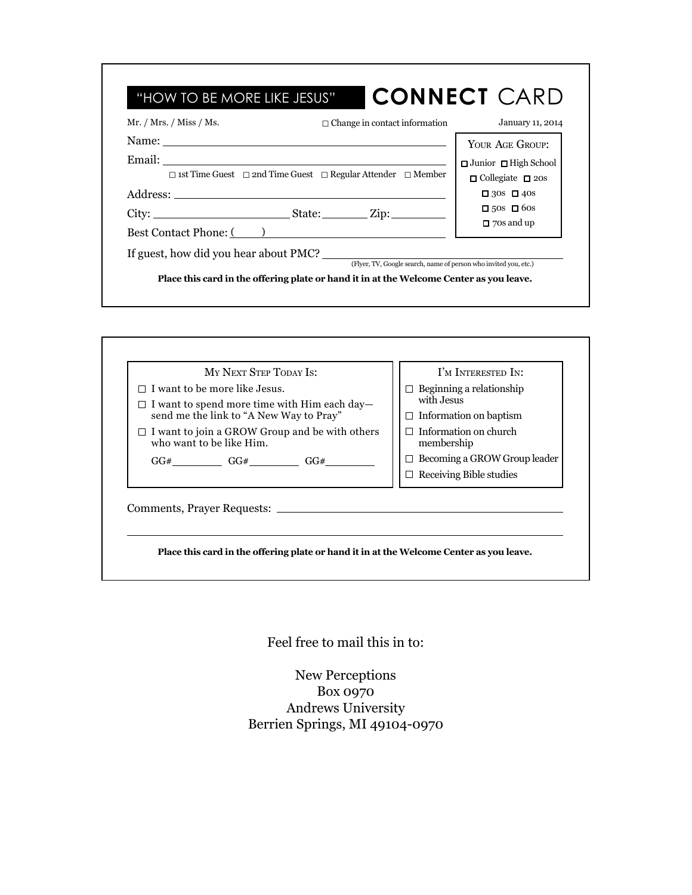"HOW TO BE MORE LIKE JESUS" **CONNECT** CARD

Mr. / Mrs. / Miss / Ms. ☐ Change in contact information January 11, 2014

Name: ______________________________

Email: ______________________________

☐ 1st Time Guest ☐ 2nd Time Guest ☐ Regular Attender ☐ Member

Address: ______________________________

City: ______________ State: ________ Zip: __________

Best Contact Phone: (     ) ______________________________

**Your Age Group:**

☐ Junior ☐ High School
☐ Collegiate ☐ 20s
☐ 30s ☐ 40s
☐ 50s ☐ 60s
☐ 70s and up

If guest, how did you hear about PMC? ______________________________
(Flyer, TV, Google search, name of person who invited you, etc.)

**Place this card in the offering plate or hand it in at the Welcome Center as you leave.**

---

**My Next Step Today Is:**

- ☐ I want to be more like Jesus.
- ☐ I want to spend more time with Him each day—send me the link to "A New Way to Pray"
- ☐ I want to join a GROW Group and be with others who want to be like Him.

GG#________ GG#________ GG#________

**I'm Interested In:**

- ☐ Beginning a relationship with Jesus
- ☐ Information on baptism
- ☐ Information on church membership
- ☐ Becoming a GROW Group leader
- ☐ Receiving Bible studies

Comments, Prayer Requests: ______________________________

______________________________

**Place this card in the offering plate or hand it in at the Welcome Center as you leave.**

---

Feel free to mail this in to:

New Perceptions
Box 0970
Andrews University
Berrien Springs, MI 49104-0970